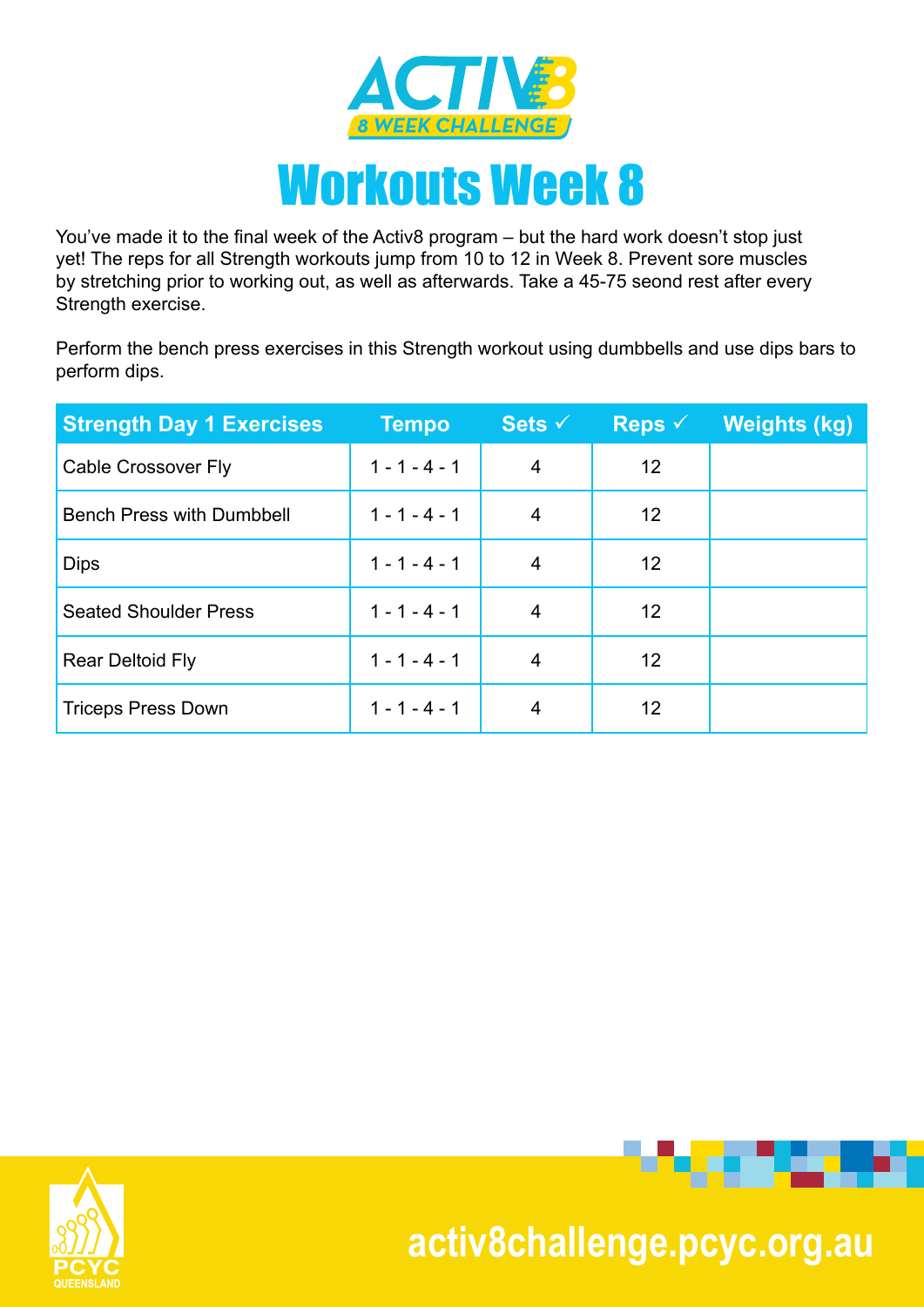# ACTIV8

## 8 WEEK CHALLENGE

# Workouts Week 8

You've made it to the final week of the Activ8 program – but the hard work doesn't stop just yet! The reps for all Strength workouts jump from 10 to 12 in Week 8. Prevent sore muscles by stretching prior to working out, as well as afterwards. Take a 45-75 seond rest after every Strength exercise.

Perform the bench press exercises in this Strength workout using dumbbells and use dips bars to perform dips.

| Strength Day 1 Exercises | Tempo | Sets ✓ | Reps ✓ | Weights (kg) |
|---|---|---|---|---|
| Cable Crossover Fly | 1 - 1 - 4 - 1 | 4 | 12 | |
| Bench Press with Dumbbell | 1 - 1 - 4 - 1 | 4 | 12 | |
| Dips | 1 - 1 - 4 - 1 | 4 | 12 | |
| Seated Shoulder Press | 1 - 1 - 4 - 1 | 4 | 12 | |
| Rear Deltoid Fly | 1 - 1 - 4 - 1 | 4 | 12 | |
| Triceps Press Down | 1 - 1 - 4 - 1 | 4 | 12 | |

PCYC QUEENSLAND

activ8challenge.pcyc.org.au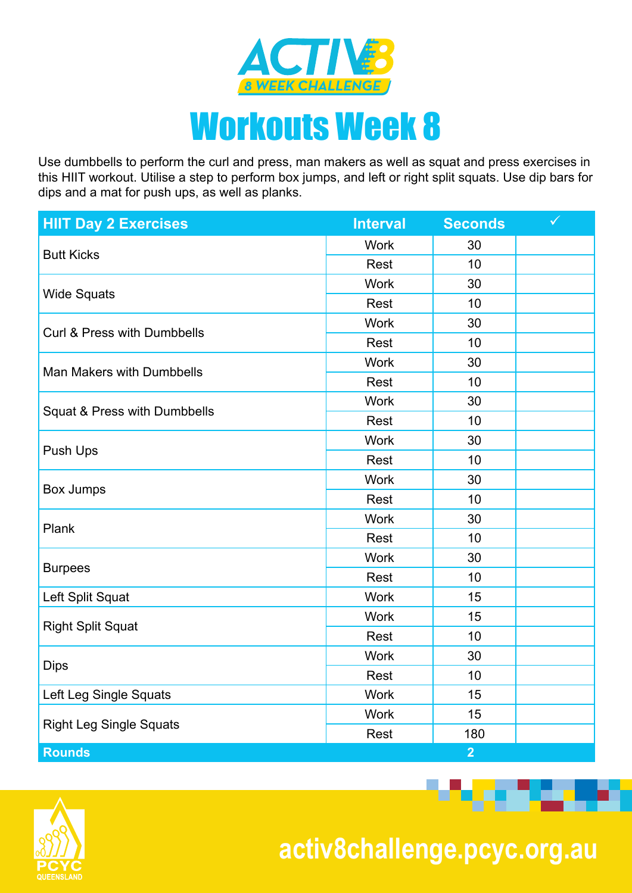# Workouts Week 8

Use dumbbells to perform the curl and press, man makers as well as squat and press exercises in this HIIT workout. Utilise a step to perform box jumps, and left or right split squats. Use dip bars for dips and a mat for push ups, as well as planks.

| HIIT Day 2 Exercises | Interval | Seconds | ✓ |
|---|---|---|---|
| Butt Kicks | Work | 30 | |
| | Rest | 10 | |
| Wide Squats | Work | 30 | |
| | Rest | 10 | |
| Curl & Press with Dumbbells | Work | 30 | |
| | Rest | 10 | |
| Man Makers with Dumbbells | Work | 30 | |
| | Rest | 10 | |
| Squat & Press with Dumbbells | Work | 30 | |
| | Rest | 10 | |
| Push Ups | Work | 30 | |
| | Rest | 10 | |
| Box Jumps | Work | 30 | |
| | Rest | 10 | |
| Plank | Work | 30 | |
| | Rest | 10 | |
| Burpees | Work | 30 | |
| | Rest | 10 | |
| Left Split Squat | Work | 15 | |
| Right Split Squat | Work | 15 | |
| | Rest | 10 | |
| Dips | Work | 30 | |
| | Rest | 10 | |
| Left Leg Single Squats | Work | 15 | |
| Right Leg Single Squats | Work | 15 | |
| | Rest | 180 | |
| **Rounds** | | **2** | |

activ8challenge.pcyc.org.au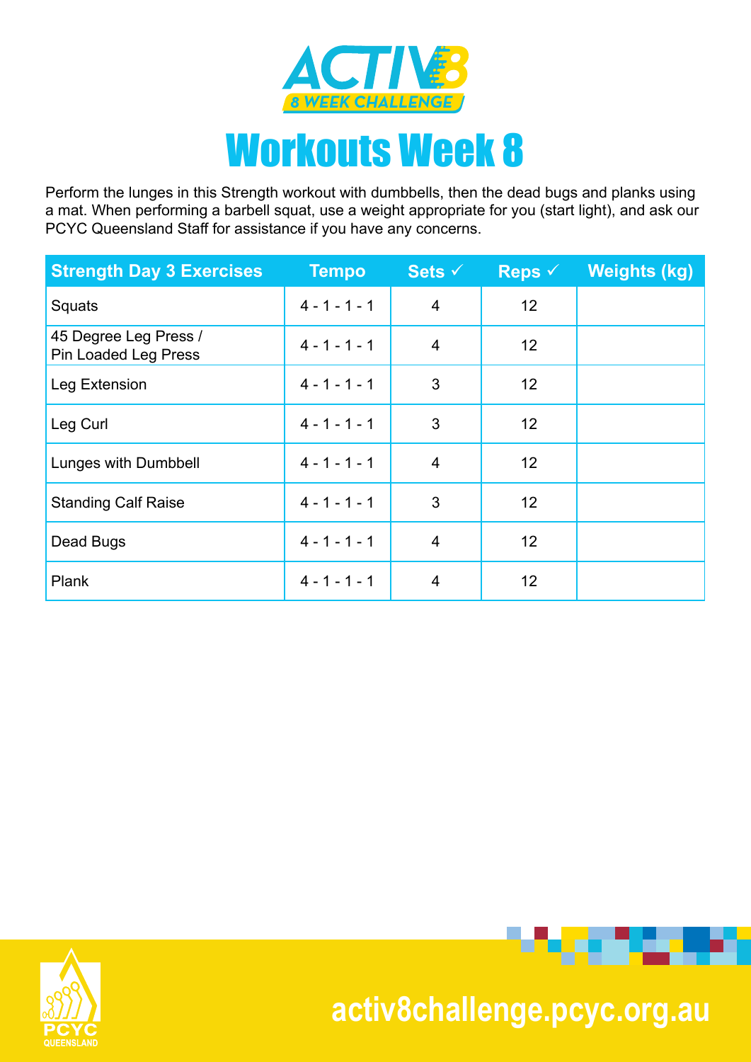ACTIV8
8 WEEK CHALLENGE

# Workouts Week 8

Perform the lunges in this Strength workout with dumbbells, then the dead bugs and planks using a mat. When performing a barbell squat, use a weight appropriate for you (start light), and ask our PCYC Queensland Staff for assistance if you have any concerns.

| Strength Day 3 Exercises | Tempo | Sets ✓ | Reps ✓ | Weights (kg) |
|---|---|---|---|---|
| Squats | 4 - 1 - 1 - 1 | 4 | 12 | |
| 45 Degree Leg Press / Pin Loaded Leg Press | 4 - 1 - 1 - 1 | 4 | 12 | |
| Leg Extension | 4 - 1 - 1 - 1 | 3 | 12 | |
| Leg Curl | 4 - 1 - 1 - 1 | 3 | 12 | |
| Lunges with Dumbbell | 4 - 1 - 1 - 1 | 4 | 12 | |
| Standing Calf Raise | 4 - 1 - 1 - 1 | 3 | 12 | |
| Dead Bugs | 4 - 1 - 1 - 1 | 4 | 12 | |
| Plank | 4 - 1 - 1 - 1 | 4 | 12 | |

PCYC QUEENSLAND

activ8challenge.pcyc.org.au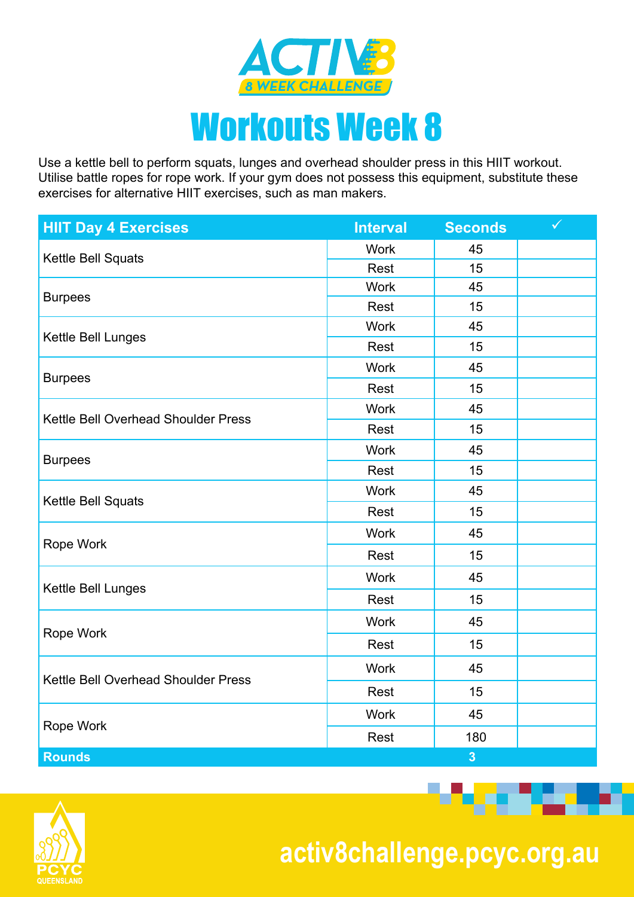# Workouts Week 8

Use a kettle bell to perform squats, lunges and overhead shoulder press in this HIIT workout. Utilise battle ropes for rope work. If your gym does not possess this equipment, substitute these exercises for alternative HIIT exercises, such as man makers.

| HIIT Day 4 Exercises | Interval | Seconds | ✓ |
|---|---|---|---|
| Kettle Bell Squats | Work | 45 | |
| | Rest | 15 | |
| Burpees | Work | 45 | |
| | Rest | 15 | |
| Kettle Bell Lunges | Work | 45 | |
| | Rest | 15 | |
| Burpees | Work | 45 | |
| | Rest | 15 | |
| Kettle Bell Overhead Shoulder Press | Work | 45 | |
| | Rest | 15 | |
| Burpees | Work | 45 | |
| | Rest | 15 | |
| Kettle Bell Squats | Work | 45 | |
| | Rest | 15 | |
| Rope Work | Work | 45 | |
| | Rest | 15 | |
| Kettle Bell Lunges | Work | 45 | |
| | Rest | 15 | |
| Rope Work | Work | 45 | |
| | Rest | 15 | |
| Kettle Bell Overhead Shoulder Press | Work | 45 | |
| | Rest | 15 | |
| Rope Work | Work | 45 | |
| | Rest | 180 | |
| **Rounds** | | **3** | |

activ8challenge.pcyc.org.au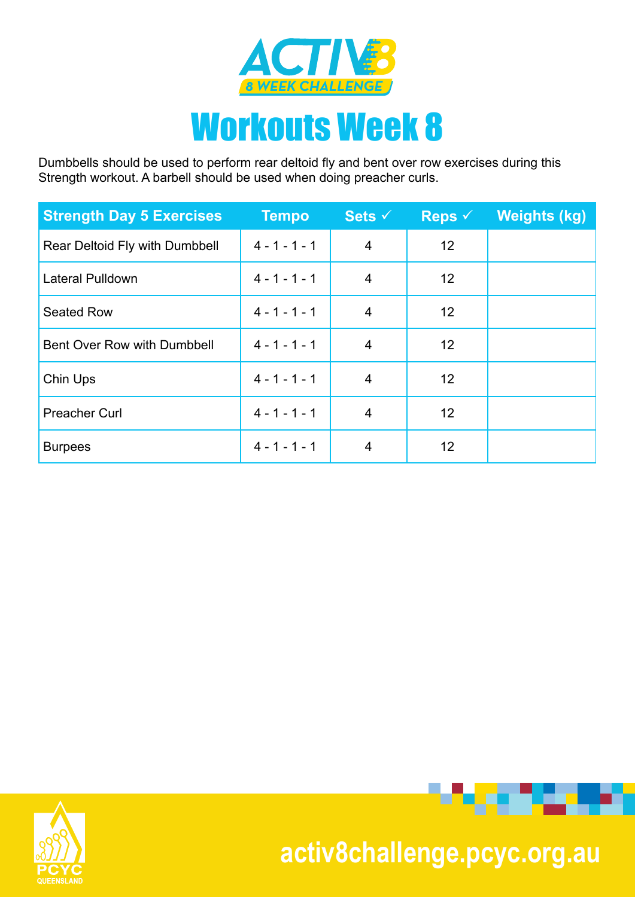# ACTIV8

## 8 WEEK CHALLENGE

# Workouts Week 8

Dumbbells should be used to perform rear deltoid fly and bent over row exercises during this Strength workout. A barbell should be used when doing preacher curls.

| Strength Day 5 Exercises | Tempo | Sets ✓ | Reps ✓ | Weights (kg) |
|---|---|---|---|---|
| Rear Deltoid Fly with Dumbbell | 4 - 1 - 1 - 1 | 4 | 12 | |
| Lateral Pulldown | 4 - 1 - 1 - 1 | 4 | 12 | |
| Seated Row | 4 - 1 - 1 - 1 | 4 | 12 | |
| Bent Over Row with Dumbbell | 4 - 1 - 1 - 1 | 4 | 12 | |
| Chin Ups | 4 - 1 - 1 - 1 | 4 | 12 | |
| Preacher Curl | 4 - 1 - 1 - 1 | 4 | 12 | |
| Burpees | 4 - 1 - 1 - 1 | 4 | 12 | |

PCYC QUEENSLAND

activ8challenge.pcyc.org.au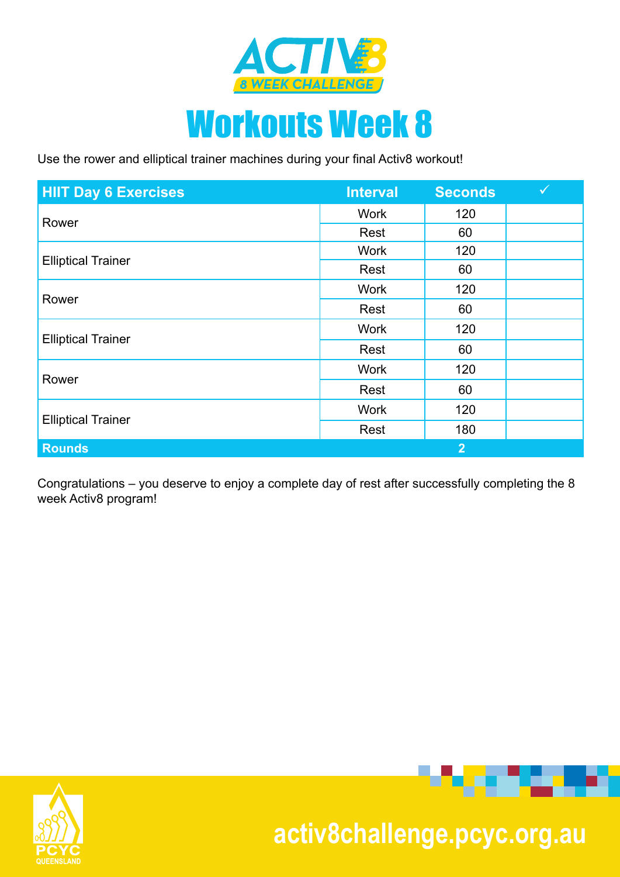# Workouts Week 8

Use the rower and elliptical trainer machines during your final Activ8 workout!

| HIIT Day 6 Exercises | Interval | Seconds | ✓ |
|---|---|---|---|
| Rower | Work | 120 | |
| | Rest | 60 | |
| Elliptical Trainer | Work | 120 | |
| | Rest | 60 | |
| Rower | Work | 120 | |
| | Rest | 60 | |
| Elliptical Trainer | Work | 120 | |
| | Rest | 60 | |
| Rower | Work | 120 | |
| | Rest | 60 | |
| Elliptical Trainer | Work | 120 | |
| | Rest | 180 | |
| **Rounds** | | **2** | |

Congratulations – you deserve to enjoy a complete day of rest after successfully completing the 8 week Activ8 program!

activ8challenge.pcyc.org.au